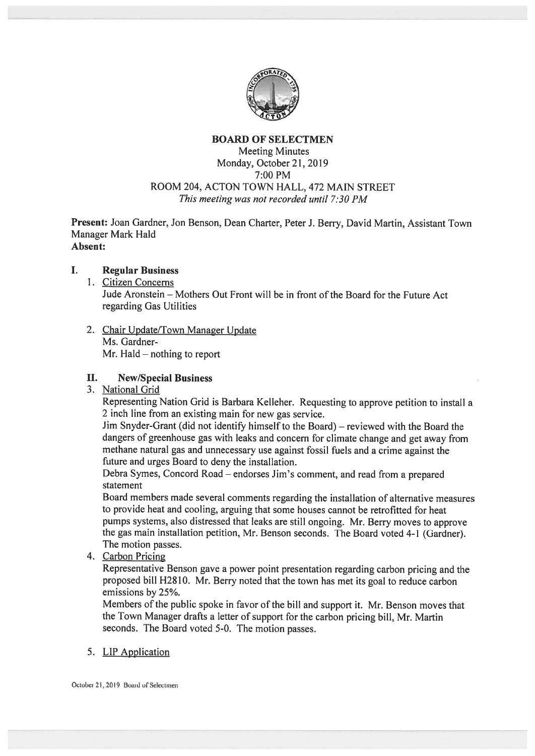# BOARD OF SELECTMEN

Meeting Minutes
Monday, October 21, 2019
7:00 PM
ROOM 204, ACTON TOWN HALL, 472 MAIN STREET
*This meeting was not recorded until 7:30 PM*

**Present:** Joan Gardner, Jon Benson, Dean Charter, Peter J. Berry, David Martin, Assistant Town Manager Mark Hald
**Absent:**

## I. Regular Business

1. Citizen Concerns
   Jude Aronstein – Mothers Out Front will be in front of the Board for the Future Act regarding Gas Utilities

2. Chair Update/Town Manager Update
   Ms. Gardner-
   Mr. Hald – nothing to report

## II. New/Special Business

3. National Grid
   Representing Nation Grid is Barbara Kelleher. Requesting to approve petition to install a 2 inch line from an existing main for new gas service.
   Jim Snyder-Grant (did not identify himself to the Board) – reviewed with the Board the dangers of greenhouse gas with leaks and concern for climate change and get away from methane natural gas and unnecessary use against fossil fuels and a crime against the future and urges Board to deny the installation.
   Debra Symes, Concord Road – endorses Jim's comment, and read from a prepared statement
   Board members made several comments regarding the installation of alternative measures to provide heat and cooling, arguing that some houses cannot be retrofitted for heat pumps systems, also distressed that leaks are still ongoing. Mr. Berry moves to approve the gas main installation petition, Mr. Benson seconds. The Board voted 4-1 (Gardner). The motion passes.

4. Carbon Pricing
   Representative Benson gave a power point presentation regarding carbon pricing and the proposed bill H2810. Mr. Berry noted that the town has met its goal to reduce carbon emissions by 25%.
   Members of the public spoke in favor of the bill and support it. Mr. Benson moves that the Town Manager drafts a letter of support for the carbon pricing bill, Mr. Martin seconds. The Board voted 5-0. The motion passes.

5. LIP Application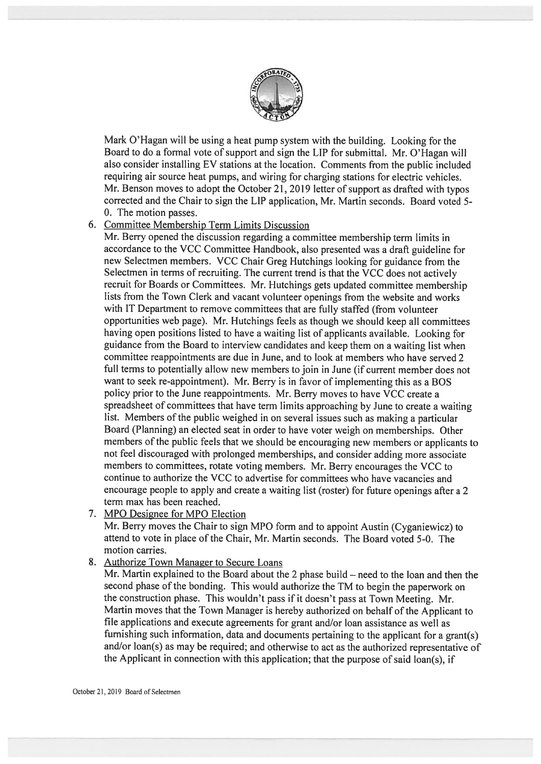Mark O'Hagan will be using a heat pump system with the building. Looking for the Board to do a formal vote of support and sign the LIP for submittal. Mr. O'Hagan will also consider installing EV stations at the location. Comments from the public included requiring air source heat pumps, and wiring for charging stations for electric vehicles. Mr. Benson moves to adopt the October 21, 2019 letter of support as drafted with typos corrected and the Chair to sign the LIP application, Mr. Martin seconds. Board voted 5-0. The motion passes.

6. Committee Membership Term Limits Discussion
   Mr. Berry opened the discussion regarding a committee membership term limits in accordance to the VCC Committee Handbook, also presented was a draft guideline for new Selectmen members. VCC Chair Greg Hutchings looking for guidance from the Selectmen in terms of recruiting. The current trend is that the VCC does not actively recruit for Boards or Committees. Mr. Hutchings gets updated committee membership lists from the Town Clerk and vacant volunteer openings from the website and works with IT Department to remove committees that are fully staffed (from volunteer opportunities web page). Mr. Hutchings feels as though we should keep all committees having open positions listed to have a waiting list of applicants available. Looking for guidance from the Board to interview candidates and keep them on a waiting list when committee reappointments are due in June, and to look at members who have served 2 full terms to potentially allow new members to join in June (if current member does not want to seek re-appointment). Mr. Berry is in favor of implementing this as a BOS policy prior to the June reappointments. Mr. Berry moves to have VCC create a spreadsheet of committees that have term limits approaching by June to create a waiting list. Members of the public weighed in on several issues such as making a particular Board (Planning) an elected seat in order to have voter weigh on memberships. Other members of the public feels that we should be encouraging new members or applicants to not feel discouraged with prolonged memberships, and consider adding more associate members to committees, rotate voting members. Mr. Berry encourages the VCC to continue to authorize the VCC to advertise for committees who have vacancies and encourage people to apply and create a waiting list (roster) for future openings after a 2 term max has been reached.

7. MPO Designee for MPO Election
   Mr. Berry moves the Chair to sign MPO form and to appoint Austin (Cyganiewicz) to attend to vote in place of the Chair, Mr. Martin seconds. The Board voted 5-0. The motion carries.

8. Authorize Town Manager to Secure Loans
   Mr. Martin explained to the Board about the 2 phase build – need to the loan and then the second phase of the bonding. This would authorize the TM to begin the paperwork on the construction phase. This wouldn't pass if it doesn't pass at Town Meeting. Mr. Martin moves that the Town Manager is hereby authorized on behalf of the Applicant to file applications and execute agreements for grant and/or loan assistance as well as furnishing such information, data and documents pertaining to the applicant for a grant(s) and/or loan(s) as may be required; and otherwise to act as the authorized representative of the Applicant in connection with this application; that the purpose of said loan(s), if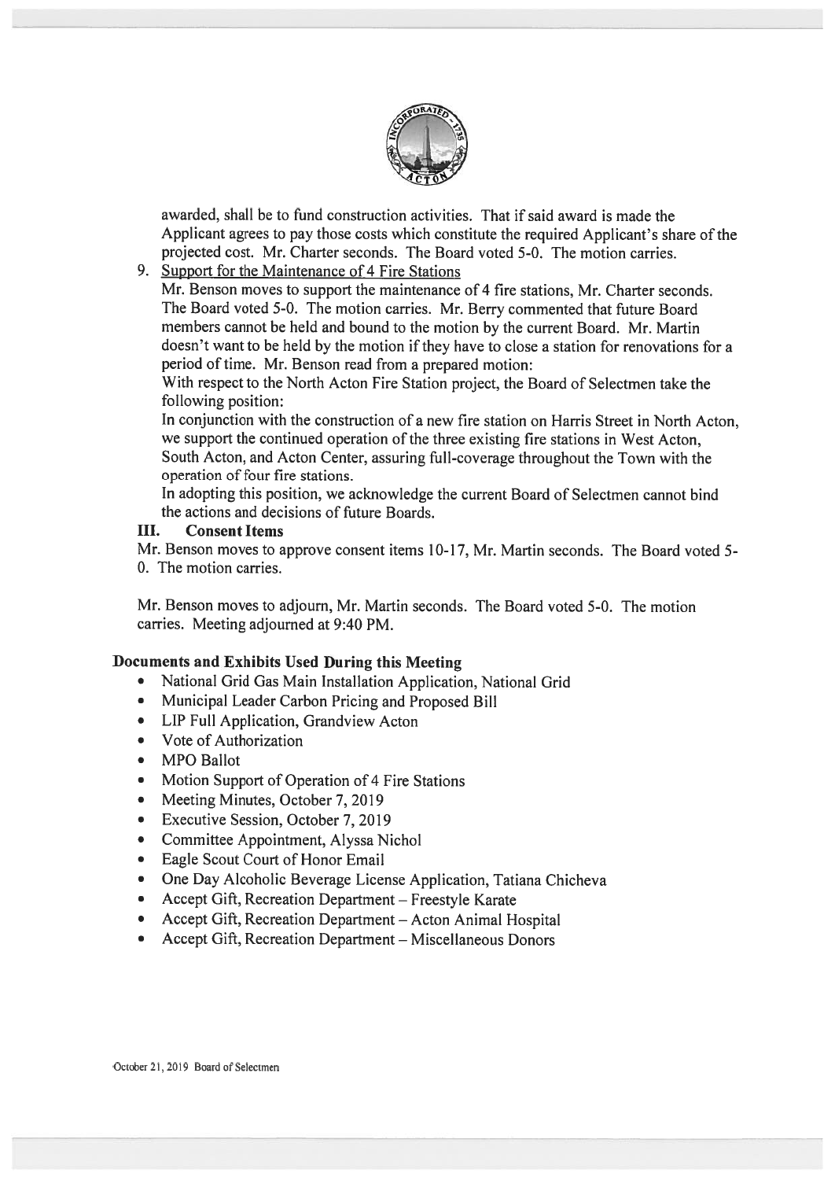awarded, shall be to fund construction activities. That if said award is made the Applicant agrees to pay those costs which constitute the required Applicant's share of the projected cost. Mr. Charter seconds. The Board voted 5-0. The motion carries.

9. Support for the Maintenance of 4 Fire Stations

   Mr. Benson moves to support the maintenance of 4 fire stations, Mr. Charter seconds. The Board voted 5-0. The motion carries. Mr. Berry commented that future Board members cannot be held and bound to the motion by the current Board. Mr. Martin doesn't want to be held by the motion if they have to close a station for renovations for a period of time. Mr. Benson read from a prepared motion:

   With respect to the North Acton Fire Station project, the Board of Selectmen take the following position:

   In conjunction with the construction of a new fire station on Harris Street in North Acton, we support the continued operation of the three existing fire stations in West Acton, South Acton, and Acton Center, assuring full-coverage throughout the Town with the operation of four fire stations.

   In adopting this position, we acknowledge the current Board of Selectmen cannot bind the actions and decisions of future Boards.

## III. Consent Items

Mr. Benson moves to approve consent items 10-17, Mr. Martin seconds. The Board voted 5-0. The motion carries.

Mr. Benson moves to adjourn, Mr. Martin seconds. The Board voted 5-0. The motion carries. Meeting adjourned at 9:40 PM.

### Documents and Exhibits Used During this Meeting

- National Grid Gas Main Installation Application, National Grid
- Municipal Leader Carbon Pricing and Proposed Bill
- LIP Full Application, Grandview Acton
- Vote of Authorization
- MPO Ballot
- Motion Support of Operation of 4 Fire Stations
- Meeting Minutes, October 7, 2019
- Executive Session, October 7, 2019
- Committee Appointment, Alyssa Nichol
- Eagle Scout Court of Honor Email
- One Day Alcoholic Beverage License Application, Tatiana Chicheva
- Accept Gift, Recreation Department – Freestyle Karate
- Accept Gift, Recreation Department – Acton Animal Hospital
- Accept Gift, Recreation Department – Miscellaneous Donors